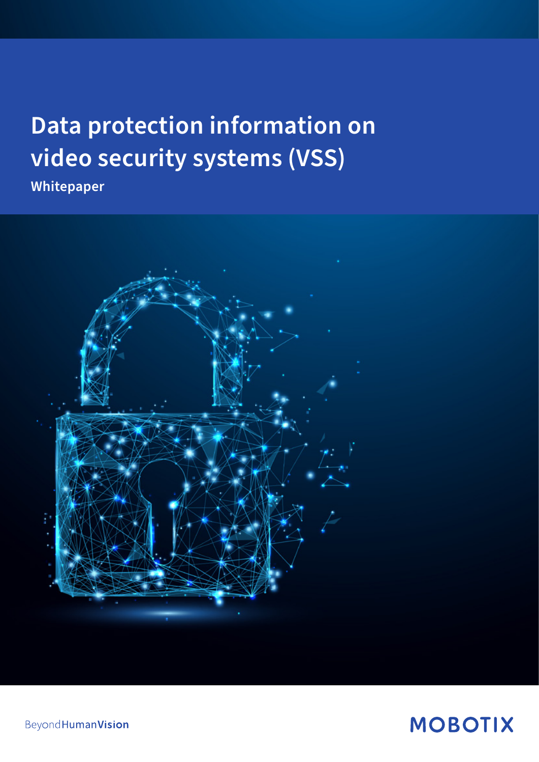# Data protection information on video security systems (VSS)

**Whitepaper**

BeyondHumanVision

MOBOTIX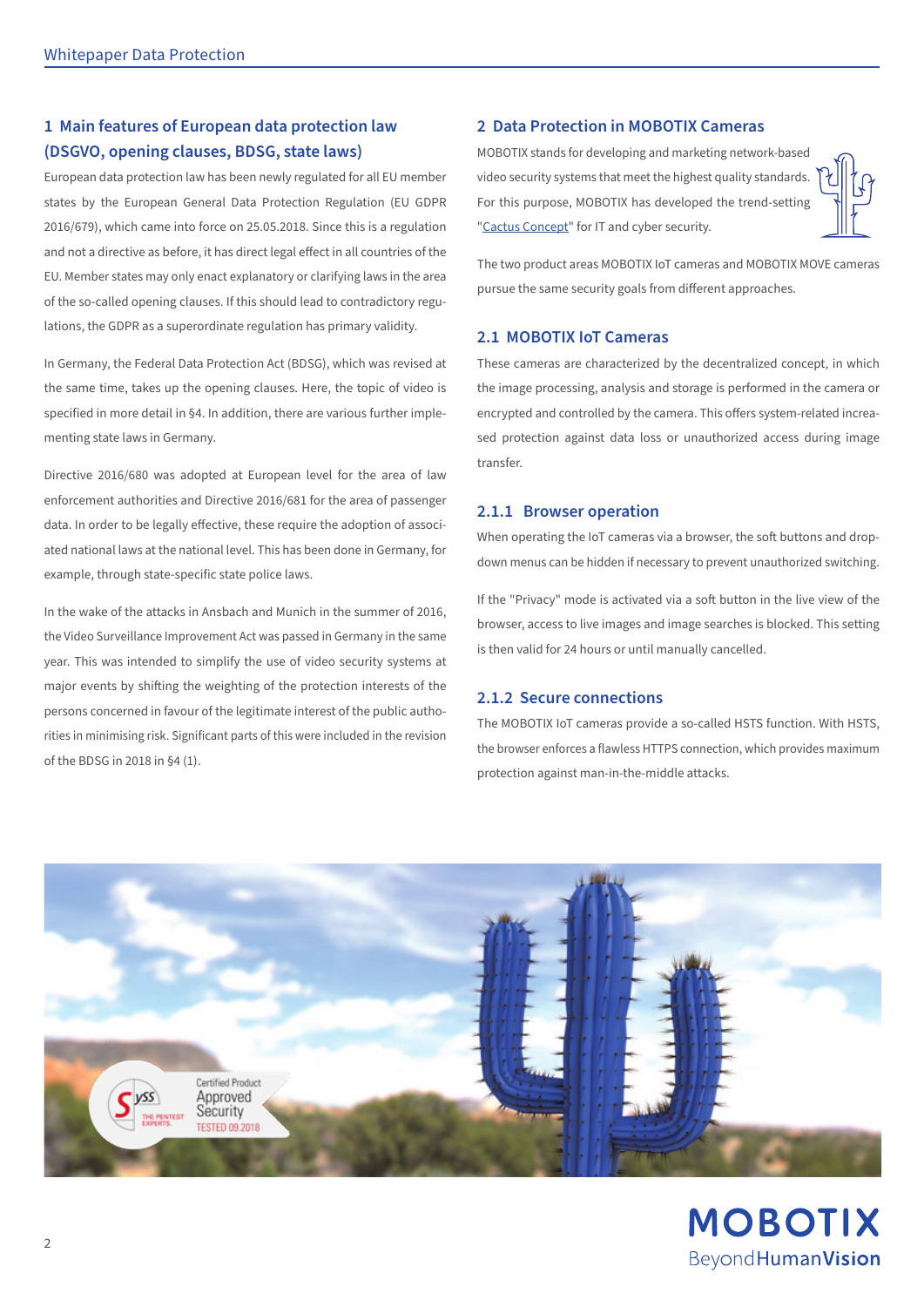## 1 Main features of European data protection law (DSGVO, opening clauses, BDSG, state laws)

European data protection law has been newly regulated for all EU member states by the European General Data Protection Regulation (EU GDPR 2016/679), which came into force on 25.05.2018. Since this is a regulation and not a directive as before, it has direct legal effect in all countries of the EU. Member states may only enact explanatory or clarifying laws in the area of the so-called opening clauses. If this should lead to contradictory regulations, the GDPR as a superordinate regulation has primary validity.

In Germany, the Federal Data Protection Act (BDSG), which was revised at the same time, takes up the opening clauses. Here, the topic of video is specified in more detail in §4. In addition, there are various further implementing state laws in Germany.

Directive 2016/680 was adopted at European level for the area of law enforcement authorities and Directive 2016/681 for the area of passenger data. In order to be legally effective, these require the adoption of associated national laws at the national level. This has been done in Germany, for example, through state-specific state police laws.

In the wake of the attacks in Ansbach and Munich in the summer of 2016, the Video Surveillance Improvement Act was passed in Germany in the same year. This was intended to simplify the use of video security systems at major events by shifting the weighting of the protection interests of the persons concerned in favour of the legitimate interest of the public authorities in minimising risk. Significant parts of this were included in the revision of the BDSG in 2018 in §4 (1).

## 2 Data Protection in MOBOTIX Cameras

MOBOTIX stands for developing and marketing network-based video security systems that meet the highest quality standards. For this purpose, MOBOTIX has developed the trend-setting "Cactus Concept" for IT and cyber security.

The two product areas MOBOTIX IoT cameras and MOBOTIX MOVE cameras pursue the same security goals from different approaches.

### 2.1 MOBOTIX IoT Cameras

These cameras are characterized by the decentralized concept, in which the image processing, analysis and storage is performed in the camera or encrypted and controlled by the camera. This offers system-related increased protection against data loss or unauthorized access during image transfer.

#### 2.1.1 Browser operation

When operating the IoT cameras via a browser, the soft buttons and drop-down menus can be hidden if necessary to prevent unauthorized switching.

If the "Privacy" mode is activated via a soft button in the live view of the browser, access to live images and image searches is blocked. This setting is then valid for 24 hours or until manually cancelled.

#### 2.1.2 Secure connections

The MOBOTIX IoT cameras provide a so-called HSTS function. With HSTS, the browser enforces a flawless HTTPS connection, which provides maximum protection against man-in-the-middle attacks.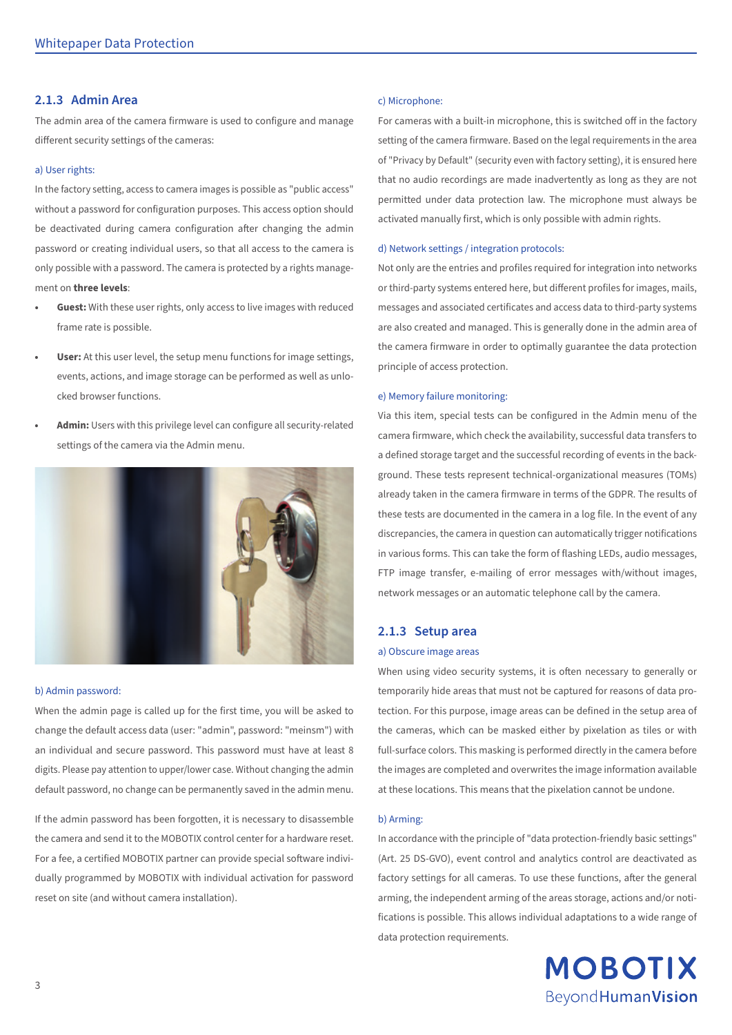### 2.1.3 Admin Area

The admin area of the camera firmware is used to configure and manage different security settings of the cameras:

a) User rights:

In the factory setting, access to camera images is possible as "public access" without a password for configuration purposes. This access option should be deactivated during camera configuration after changing the admin password or creating individual users, so that all access to the camera is only possible with a password. The camera is protected by a rights management on **three levels**:

- **Guest:** With these user rights, only access to live images with reduced frame rate is possible.
- **User:** At this user level, the setup menu functions for image settings, events, actions, and image storage can be performed as well as unlocked browser functions.
- **Admin:** Users with this privilege level can configure all security-related settings of the camera via the Admin menu.

b) Admin password:

When the admin page is called up for the first time, you will be asked to change the default access data (user: "admin", password: "meinsm") with an individual and secure password. This password must have at least 8 digits. Please pay attention to upper/lower case. Without changing the admin default password, no change can be permanently saved in the admin menu.

If the admin password has been forgotten, it is necessary to disassemble the camera and send it to the MOBOTIX control center for a hardware reset. For a fee, a certified MOBOTIX partner can provide special software individually programmed by MOBOTIX with individual activation for password reset on site (and without camera installation).

c) Microphone:

For cameras with a built-in microphone, this is switched off in the factory setting of the camera firmware. Based on the legal requirements in the area of "Privacy by Default" (security even with factory setting), it is ensured here that no audio recordings are made inadvertently as long as they are not permitted under data protection law. The microphone must always be activated manually first, which is only possible with admin rights.

d) Network settings / integration protocols:

Not only are the entries and profiles required for integration into networks or third-party systems entered here, but different profiles for images, mails, messages and associated certificates and access data to third-party systems are also created and managed. This is generally done in the admin area of the camera firmware in order to optimally guarantee the data protection principle of access protection.

e) Memory failure monitoring:

Via this item, special tests can be configured in the Admin menu of the camera firmware, which check the availability, successful data transfers to a defined storage target and the successful recording of events in the background. These tests represent technical-organizational measures (TOMs) already taken in the camera firmware in terms of the GDPR. The results of these tests are documented in the camera in a log file. In the event of any discrepancies, the camera in question can automatically trigger notifications in various forms. This can take the form of flashing LEDs, audio messages, FTP image transfer, e-mailing of error messages with/without images, network messages or an automatic telephone call by the camera.

### 2.1.3 Setup area

a) Obscure image areas

When using video security systems, it is often necessary to generally or temporarily hide areas that must not be captured for reasons of data protection. For this purpose, image areas can be defined in the setup area of the cameras, which can be masked either by pixelation as tiles or with full-surface colors. This masking is performed directly in the camera before the images are completed and overwrites the image information available at these locations. This means that the pixelation cannot be undone.

b) Arming:

In accordance with the principle of "data protection-friendly basic settings" (Art. 25 DS-GVO), event control and analytics control are deactivated as factory settings for all cameras. To use these functions, after the general arming, the independent arming of the areas storage, actions and/or notifications is possible. This allows individual adaptations to a wide range of data protection requirements.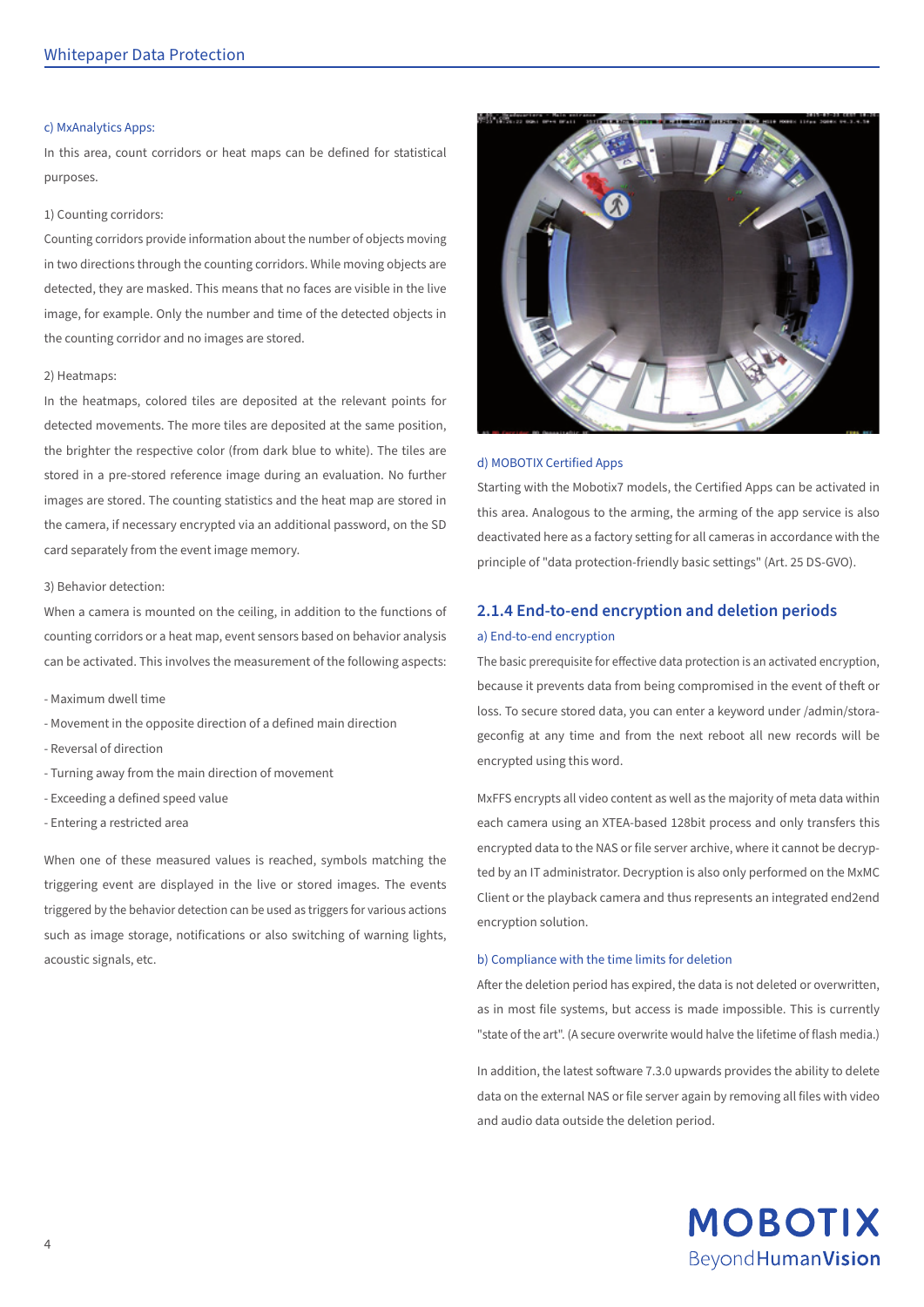c) MxAnalytics Apps:

In this area, count corridors or heat maps can be defined for statistical purposes.

1) Counting corridors:

Counting corridors provide information about the number of objects moving in two directions through the counting corridors. While moving objects are detected, they are masked. This means that no faces are visible in the live image, for example. Only the number and time of the detected objects in the counting corridor and no images are stored.

2) Heatmaps:

In the heatmaps, colored tiles are deposited at the relevant points for detected movements. The more tiles are deposited at the same position, the brighter the respective color (from dark blue to white). The tiles are stored in a pre-stored reference image during an evaluation. No further images are stored. The counting statistics and the heat map are stored in the camera, if necessary encrypted via an additional password, on the SD card separately from the event image memory.

3) Behavior detection:

When a camera is mounted on the ceiling, in addition to the functions of counting corridors or a heat map, event sensors based on behavior analysis can be activated. This involves the measurement of the following aspects:

- Maximum dwell time
- Movement in the opposite direction of a defined main direction
- Reversal of direction
- Turning away from the main direction of movement
- Exceeding a defined speed value
- Entering a restricted area

When one of these measured values is reached, symbols matching the triggering event are displayed in the live or stored images. The events triggered by the behavior detection can be used as triggers for various actions such as image storage, notifications or also switching of warning lights, acoustic signals, etc.

d) MOBOTIX Certified Apps

Starting with the Mobotix7 models, the Certified Apps can be activated in this area. Analogous to the arming, the arming of the app service is also deactivated here as a factory setting for all cameras in accordance with the principle of "data protection-friendly basic settings" (Art. 25 DS-GVO).

## 2.1.4 End-to-end encryption and deletion periods

a) End-to-end encryption

The basic prerequisite for effective data protection is an activated encryption, because it prevents data from being compromised in the event of theft or loss. To secure stored data, you can enter a keyword under /admin/storageconfig at any time and from the next reboot all new records will be encrypted using this word.

MxFFS encrypts all video content as well as the majority of meta data within each camera using an XTEA-based 128bit process and only transfers this encrypted data to the NAS or file server archive, where it cannot be decrypted by an IT administrator. Decryption is also only performed on the MxMC Client or the playback camera and thus represents an integrated end2end encryption solution.

b) Compliance with the time limits for deletion

After the deletion period has expired, the data is not deleted or overwritten, as in most file systems, but access is made impossible. This is currently "state of the art". (A secure overwrite would halve the lifetime of flash media.)

In addition, the latest software 7.3.0 upwards provides the ability to delete data on the external NAS or file server again by removing all files with video and audio data outside the deletion period.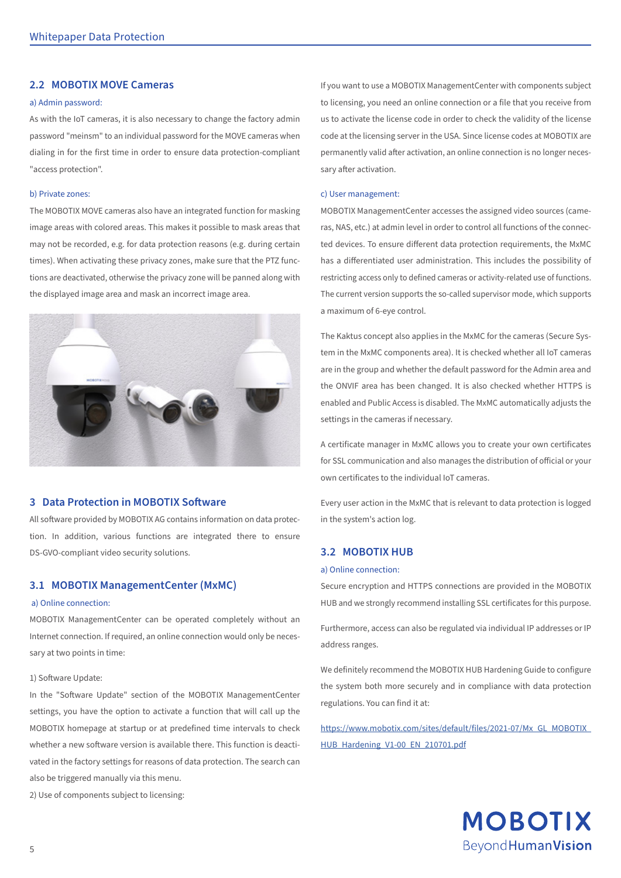## 2.2 MOBOTIX MOVE Cameras

a) Admin password:

As with the IoT cameras, it is also necessary to change the factory admin password "meinsm" to an individual password for the MOVE cameras when dialing in for the first time in order to ensure data protection-compliant "access protection".

b) Private zones:

The MOBOTIX MOVE cameras also have an integrated function for masking image areas with colored areas. This makes it possible to mask areas that may not be recorded, e.g. for data protection reasons (e.g. during certain times). When activating these privacy zones, make sure that the PTZ functions are deactivated, otherwise the privacy zone will be panned along with the displayed image area and mask an incorrect image area.

# 3 Data Protection in MOBOTIX Software

All software provided by MOBOTIX AG contains information on data protection. In addition, various functions are integrated there to ensure DS-GVO-compliant video security solutions.

## 3.1 MOBOTIX ManagementCenter (MxMC)

a) Online connection:

MOBOTIX ManagementCenter can be operated completely without an Internet connection. If required, an online connection would only be necessary at two points in time:

1) Software Update:

In the "Software Update" section of the MOBOTIX ManagementCenter settings, you have the option to activate a function that will call up the MOBOTIX homepage at startup or at predefined time intervals to check whether a new software version is available there. This function is deactivated in the factory settings for reasons of data protection. The search can also be triggered manually via this menu.

2) Use of components subject to licensing:

If you want to use a MOBOTIX ManagementCenter with components subject to licensing, you need an online connection or a file that you receive from us to activate the license code in order to check the validity of the license code at the licensing server in the USA. Since license codes at MOBOTIX are permanently valid after activation, an online connection is no longer necessary after activation.

c) User management:

MOBOTIX ManagementCenter accesses the assigned video sources (cameras, NAS, etc.) at admin level in order to control all functions of the connected devices. To ensure different data protection requirements, the MxMC has a differentiated user administration. This includes the possibility of restricting access only to defined cameras or activity-related use of functions. The current version supports the so-called supervisor mode, which supports a maximum of 6-eye control.

The Kaktus concept also applies in the MxMC for the cameras (Secure System in the MxMC components area). It is checked whether all IoT cameras are in the group and whether the default password for the Admin area and the ONVIF area has been changed. It is also checked whether HTTPS is enabled and Public Access is disabled. The MxMC automatically adjusts the settings in the cameras if necessary.

A certificate manager in MxMC allows you to create your own certificates for SSL communication and also manages the distribution of official or your own certificates to the individual IoT cameras.

Every user action in the MxMC that is relevant to data protection is logged in the system's action log.

## 3.2 MOBOTIX HUB

a) Online connection:

Secure encryption and HTTPS connections are provided in the MOBOTIX HUB and we strongly recommend installing SSL certificates for this purpose.

Furthermore, access can also be regulated via individual IP addresses or IP address ranges.

We definitely recommend the MOBOTIX HUB Hardening Guide to configure the system both more securely and in compliance with data protection regulations. You can find it at:

https://www.mobotix.com/sites/default/files/2021-07/Mx_GL_MOBOTIX_HUB_Hardening_V1-00_EN_210701.pdf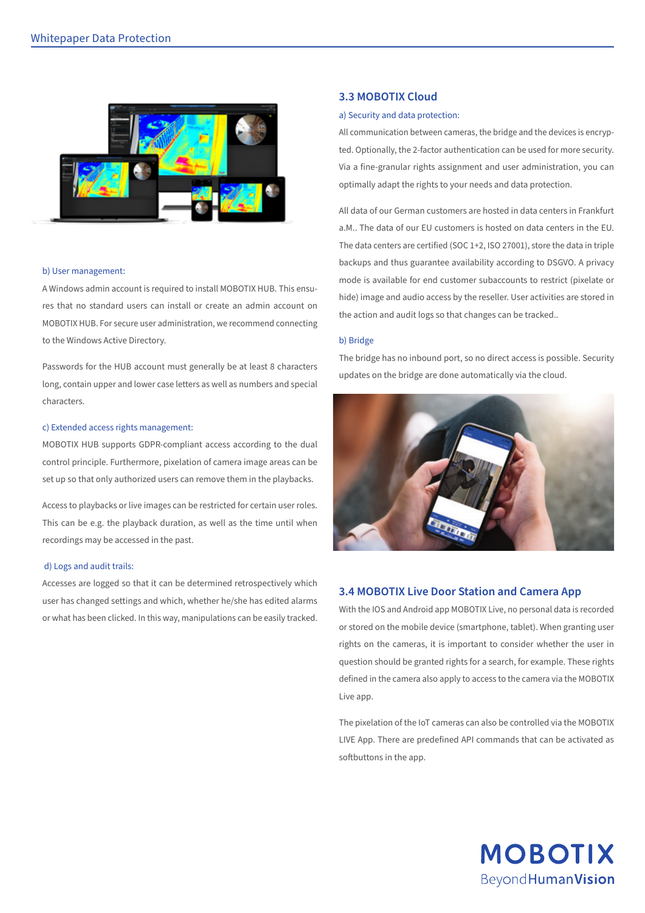b) User management:

A Windows admin account is required to install MOBOTIX HUB. This ensures that no standard users can install or create an admin account on MOBOTIX HUB. For secure user administration, we recommend connecting to the Windows Active Directory.

Passwords for the HUB account must generally be at least 8 characters long, contain upper and lower case letters as well as numbers and special characters.

c) Extended access rights management:

MOBOTIX HUB supports GDPR-compliant access according to the dual control principle. Furthermore, pixelation of camera image areas can be set up so that only authorized users can remove them in the playbacks.

Access to playbacks or live images can be restricted for certain user roles. This can be e.g. the playback duration, as well as the time until when recordings may be accessed in the past.

d) Logs and audit trails:

Accesses are logged so that it can be determined retrospectively which user has changed settings and which, whether he/she has edited alarms or what has been clicked. In this way, manipulations can be easily tracked.

## 3.3 MOBOTIX Cloud

a) Security and data protection:

All communication between cameras, the bridge and the devices is encrypted. Optionally, the 2-factor authentication can be used for more security. Via a fine-granular rights assignment and user administration, you can optimally adapt the rights to your needs and data protection.

All data of our German customers are hosted in data centers in Frankfurt a.M.. The data of our EU customers is hosted on data centers in the EU. The data centers are certified (SOC 1+2, ISO 27001), store the data in triple backups and thus guarantee availability according to DSGVO. A privacy mode is available for end customer subaccounts to restrict (pixelate or hide) image and audio access by the reseller. User activities are stored in the action and audit logs so that changes can be tracked..

b) Bridge

The bridge has no inbound port, so no direct access is possible. Security updates on the bridge are done automatically via the cloud.

## 3.4 MOBOTIX Live Door Station and Camera App

With the IOS and Android app MOBOTIX Live, no personal data is recorded or stored on the mobile device (smartphone, tablet). When granting user rights on the cameras, it is important to consider whether the user in question should be granted rights for a search, for example. These rights defined in the camera also apply to access to the camera via the MOBOTIX Live app.

The pixelation of the IoT cameras can also be controlled via the MOBOTIX LIVE App. There are predefined API commands that can be activated as softbuttons in the app.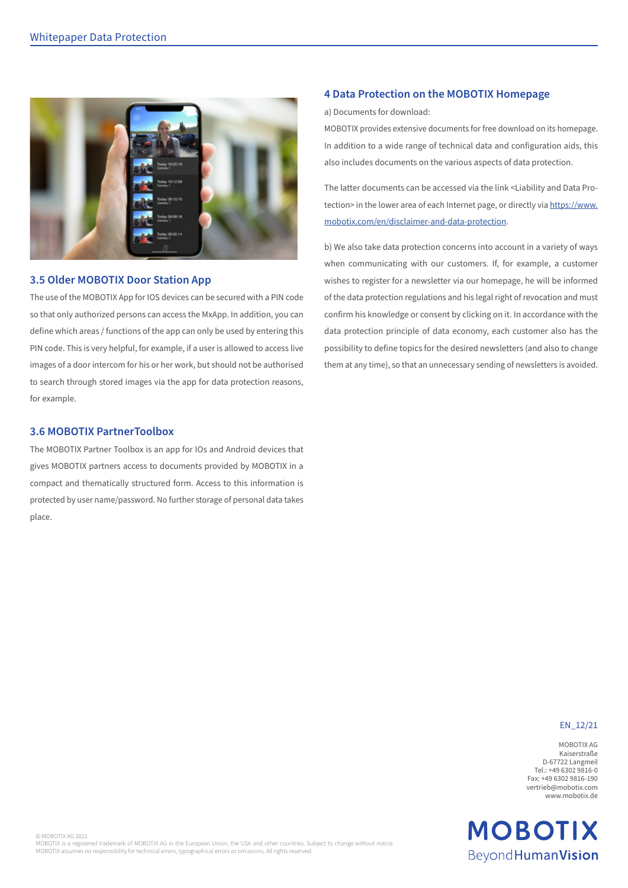## 3.5 Older MOBOTIX Door Station App

The use of the MOBOTIX App for IOS devices can be secured with a PIN code so that only authorized persons can access the MxApp. In addition, you can define which areas / functions of the app can only be used by entering this PIN code. This is very helpful, for example, if a user is allowed to access live images of a door intercom for his or her work, but should not be authorised to search through stored images via the app for data protection reasons, for example.

## 3.6 MOBOTIX PartnerToolbox

The MOBOTIX Partner Toolbox is an app for IOs and Android devices that gives MOBOTIX partners access to documents provided by MOBOTIX in a compact and thematically structured form. Access to this information is protected by user name/password. No further storage of personal data takes place.

## 4 Data Protection on the MOBOTIX Homepage

a) Documents for download:

MOBOTIX provides extensive documents for free download on its homepage. In addition to a wide range of technical data and configuration aids, this also includes documents on the various aspects of data protection.

The latter documents can be accessed via the link <Liability and Data Protection> in the lower area of each Internet page, or directly via https://www.mobotix.com/en/disclaimer-and-data-protection.

b) We also take data protection concerns into account in a variety of ways when communicating with our customers. If, for example, a customer wishes to register for a newsletter via our homepage, he will be informed of the data protection regulations and his legal right of revocation and must confirm his knowledge or consent by clicking on it. In accordance with the data protection principle of data economy, each customer also has the possibility to define topics for the desired newsletters (and also to change them at any time), so that an unnecessary sending of newsletters is avoided.

EN_12/21

MOBOTIX AG
Kaiserstraße
D-67722 Langmeil
Tel.: +49 6302 9816-0
Fax: +49 6302 9816-190
vertrieb@mobotix.com
www.mobotix.de

© MOBOTIX AG 2021
MOBOTIX is a registered trademark of MOBOTIX AG in the European Union, the USA and other countries. Subject to change without notice.
MOBOTIX assumes no responsibility for technical errors, typographical errors or omissions. All rights reserved.

MOBOTIX
BeyondHumanVision